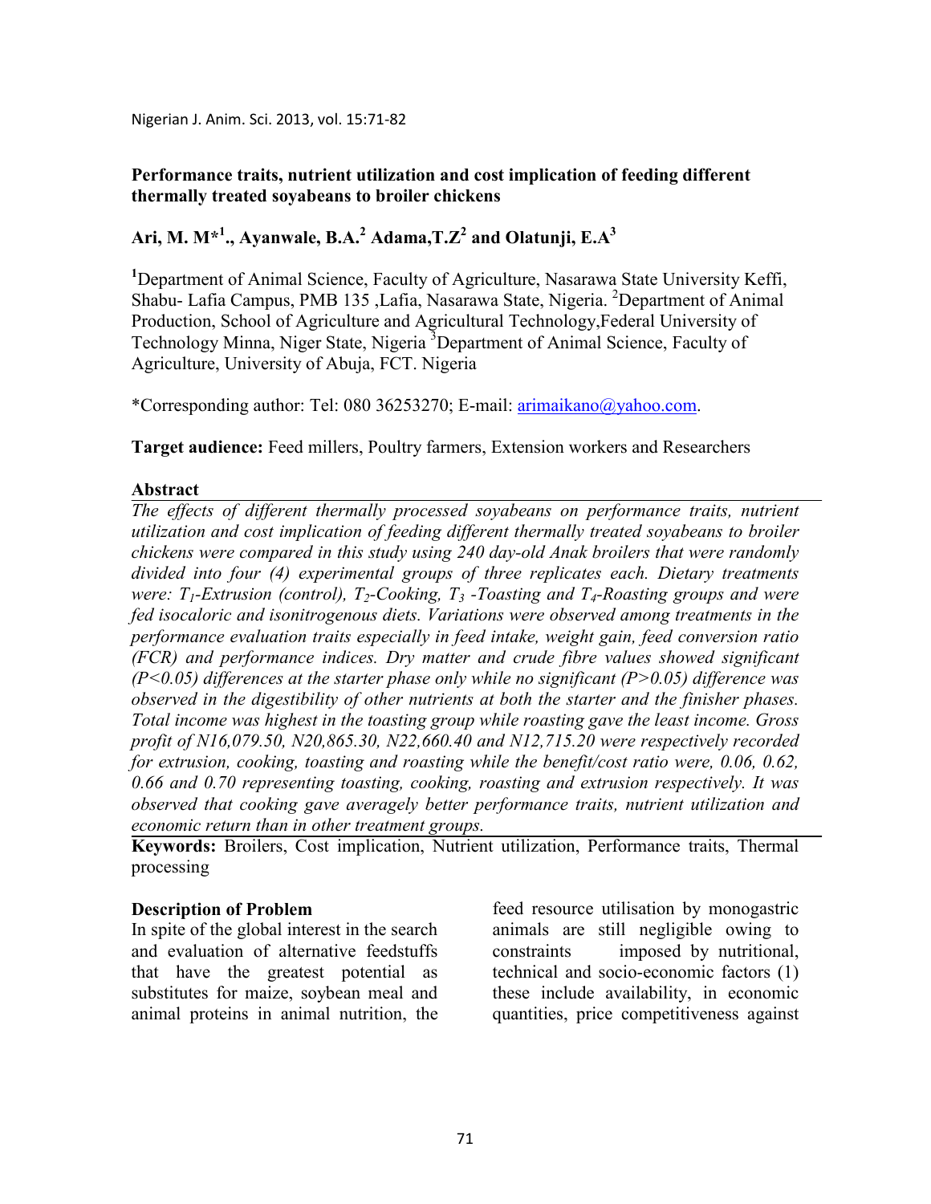## Performance traits, nutrient utilization and cost implication of feeding different thermally treated soyabeans to broiler chickens

**Ari, M. M*[1]., Ayanwale, B.A.[2] Adama,T.Z[2] and Olatunji, E.A[3]**

[1]Department of Animal Science, Faculty of Agriculture, Nasarawa State University Keffi, Shabu- Lafia Campus, PMB 135 ,Lafia, Nasarawa State, Nigeria. [2]Department of Animal Production, School of Agriculture and Agricultural Technology,Federal University of Technology Minna, Niger State, Nigeria [3]Department of Animal Science, Faculty of Agriculture, University of Abuja, FCT. Nigeria

*Corresponding author: Tel: 080 36253270; E-mail: arimaikano@yahoo.com.

**Target audience:** Feed millers, Poultry farmers, Extension workers and Researchers

### Abstract

*The effects of different thermally processed soyabeans on performance traits, nutrient utilization and cost implication of feeding different thermally treated soyabeans to broiler chickens were compared in this study using 240 day-old Anak broilers that were randomly divided into four (4) experimental groups of three replicates each. Dietary treatments were: $T_1$-Extrusion (control), $T_2$-Cooking, $T_3$ -Toasting and $T_4$-Roasting groups and were fed isocaloric and isonitrogenous diets. Variations were observed among treatments in the performance evaluation traits especially in feed intake, weight gain, feed conversion ratio (FCR) and performance indices. Dry matter and crude fibre values showed significant ($P<0.05$) differences at the starter phase only while no significant ($P>0.05$) difference was observed in the digestibility of other nutrients at both the starter and the finisher phases. Total income was highest in the toasting group while roasting gave the least income. Gross profit of N16,079.50, N20,865.30, N22,660.40 and N12,715.20 were respectively recorded for extrusion, cooking, toasting and roasting while the benefit/cost ratio were, 0.06, 0.62, 0.66 and 0.70 representing toasting, cooking, roasting and extrusion respectively. It was observed that cooking gave averagely better performance traits, nutrient utilization and economic return than in other treatment groups.*

**Keywords:** Broilers, Cost implication, Nutrient utilization, Performance traits, Thermal processing

### Description of Problem

In spite of the global interest in the search and evaluation of alternative feedstuffs that have the greatest potential as substitutes for maize, soybean meal and animal proteins in animal nutrition, the feed resource utilisation by monogastric animals are still negligible owing to constraints imposed by nutritional, technical and socio-economic factors (1) these include availability, in economic quantities, price competitiveness against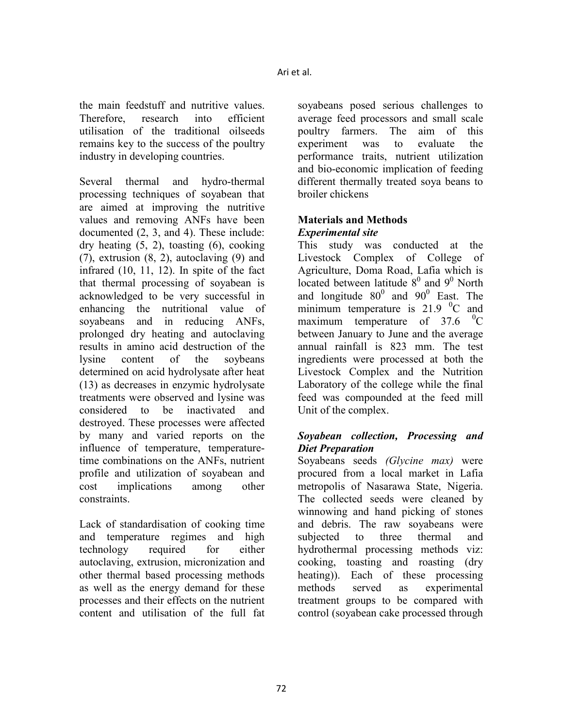the main feedstuff and nutritive values. Therefore, research into efficient utilisation of the traditional oilseeds remains key to the success of the poultry industry in developing countries.

Several thermal and hydro-thermal processing techniques of soyabean that are aimed at improving the nutritive values and removing ANFs have been documented (2, 3, and 4). These include: dry heating (5, 2), toasting (6), cooking (7), extrusion (8, 2), autoclaving (9) and infrared (10, 11, 12). In spite of the fact that thermal processing of soyabean is acknowledged to be very successful in enhancing the nutritional value of soyabeans and in reducing ANFs, prolonged dry heating and autoclaving results in amino acid destruction of the lysine content of the soybeans determined on acid hydrolysate after heat (13) as decreases in enzymic hydrolysate treatments were observed and lysine was considered to be inactivated and destroyed. These processes were affected by many and varied reports on the influence of temperature, temperature-time combinations on the ANFs, nutrient profile and utilization of soyabean and cost implications among other constraints.

Lack of standardisation of cooking time and temperature regimes and high technology required for either autoclaving, extrusion, micronization and other thermal based processing methods as well as the energy demand for these processes and their effects on the nutrient content and utilisation of the full fat soyabeans posed serious challenges to average feed processors and small scale poultry farmers. The aim of this experiment was to evaluate the performance traits, nutrient utilization and bio-economic implication of feeding different thermally treated soya beans to broiler chickens

## Materials and Methods

### *Experimental site*

This study was conducted at the Livestock Complex of College of Agriculture, Doma Road, Lafia which is located between latitude $8^0$ and $9^0$ North and longitude $80^0$ and $90^0$ East. The minimum temperature is 21.9 $^0$C and maximum temperature of 37.6 $^0$C between January to June and the average annual rainfall is 823 mm. The test ingredients were processed at both the Livestock Complex and the Nutrition Laboratory of the college while the final feed was compounded at the feed mill Unit of the complex.

### *Soyabean collection, Processing and Diet Preparation*

Soyabeans seeds *(Glycine max)* were procured from a local market in Lafia metropolis of Nasarawa State, Nigeria. The collected seeds were cleaned by winnowing and hand picking of stones and debris. The raw soyabeans were subjected to three thermal and hydrothermal processing methods viz: cooking, toasting and roasting (dry heating)). Each of these processing methods served as experimental treatment groups to be compared with control (soyabean cake processed through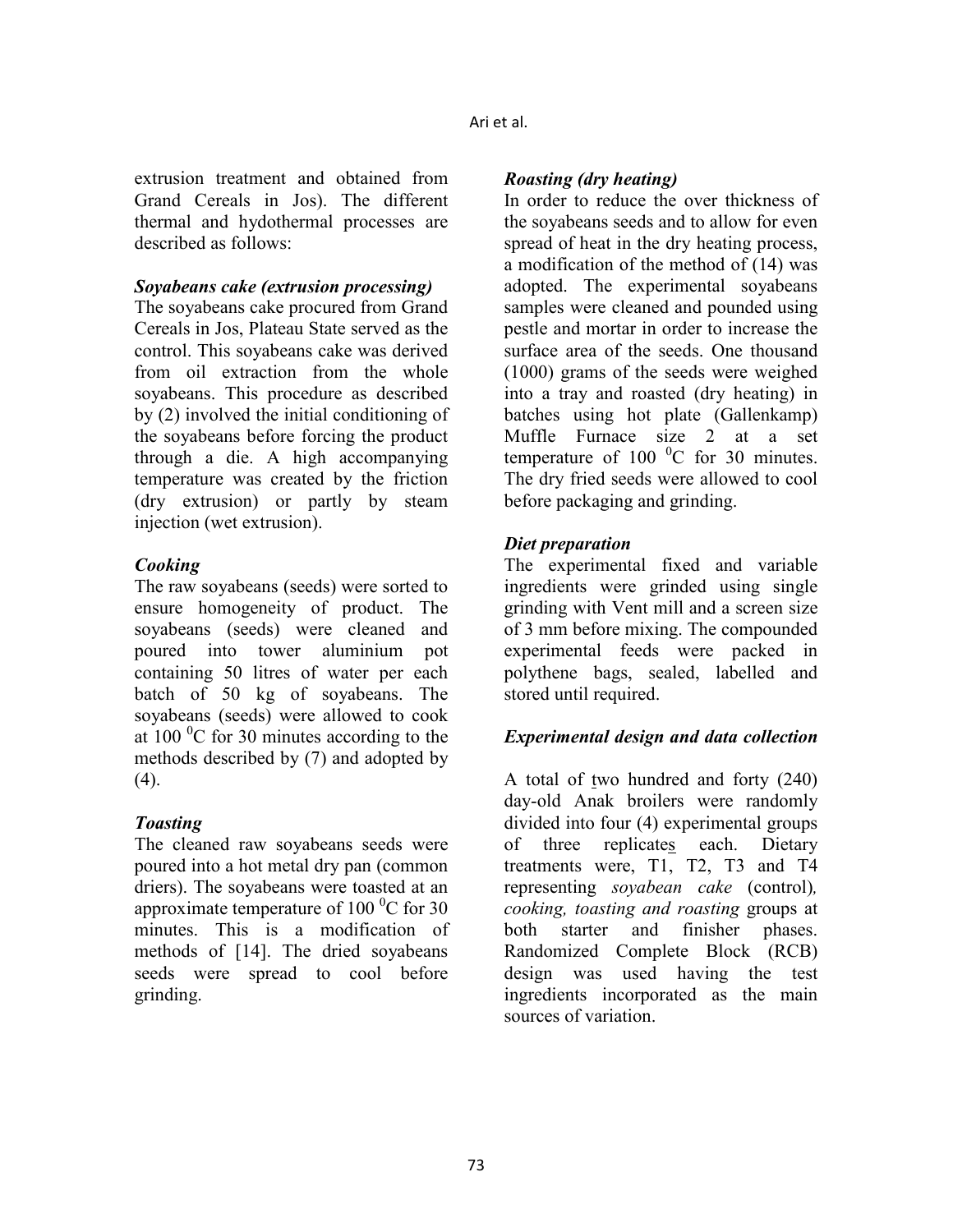extrusion treatment and obtained from Grand Cereals in Jos). The different thermal and hydothermal processes are described as follows:

### *Soyabeans cake (extrusion processing)*

The soyabeans cake procured from Grand Cereals in Jos, Plateau State served as the control. This soyabeans cake was derived from oil extraction from the whole soyabeans. This procedure as described by (2) involved the initial conditioning of the soyabeans before forcing the product through a die. A high accompanying temperature was created by the friction (dry extrusion) or partly by steam injection (wet extrusion).

### *Cooking*

The raw soyabeans (seeds) were sorted to ensure homogeneity of product. The soyabeans (seeds) were cleaned and poured into tower aluminium pot containing 50 litres of water per each batch of 50 kg of soyabeans. The soyabeans (seeds) were allowed to cook at 100 $^0$C for 30 minutes according to the methods described by (7) and adopted by (4).

### *Toasting*

The cleaned raw soyabeans seeds were poured into a hot metal dry pan (common driers). The soyabeans were toasted at an approximate temperature of 100 $^0$C for 30 minutes. This is a modification of methods of [14]. The dried soyabeans seeds were spread to cool before grinding.

### *Roasting (dry heating)*

In order to reduce the over thickness of the soyabeans seeds and to allow for even spread of heat in the dry heating process, a modification of the method of (14) was adopted. The experimental soyabeans samples were cleaned and pounded using pestle and mortar in order to increase the surface area of the seeds. One thousand (1000) grams of the seeds were weighed into a tray and roasted (dry heating) in batches using hot plate (Gallenkamp) Muffle Furnace size 2 at a set temperature of 100 $^0$C for 30 minutes. The dry fried seeds were allowed to cool before packaging and grinding.

### *Diet preparation*

The experimental fixed and variable ingredients were grinded using single grinding with Vent mill and a screen size of 3 mm before mixing. The compounded experimental feeds were packed in polythene bags, sealed, labelled and stored until required.

### *Experimental design and data collection*

A total of two hundred and forty (240) day-old Anak broilers were randomly divided into four (4) experimental groups of three replicates each. Dietary treatments were, T1, T2, T3 and T4 representing *soyabean cake* (control), *cooking, toasting and roasting* groups at both starter and finisher phases. Randomized Complete Block (RCB) design was used having the test ingredients incorporated as the main sources of variation.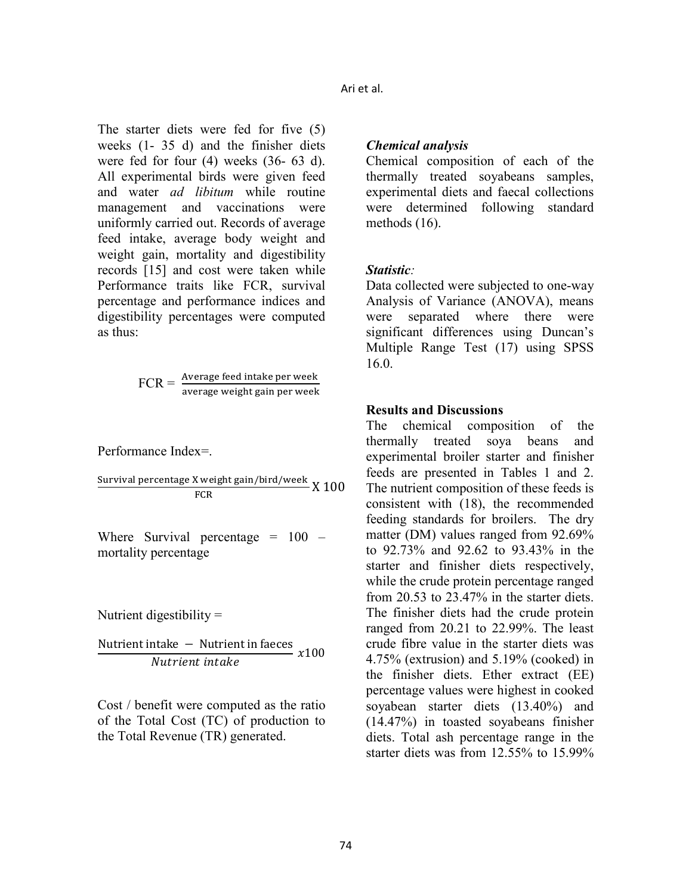The starter diets were fed for five (5) weeks (1- 35 d) and the finisher diets were fed for four (4) weeks (36- 63 d). All experimental birds were given feed and water *ad libitum* while routine management and vaccinations were uniformly carried out. Records of average feed intake, average body weight and weight gain, mortality and digestibility records [15] and cost were taken while Performance traits like FCR, survival percentage and performance indices and digestibility percentages were computed as thus:

$$\text{FCR} = \frac{\text{Average feed intake per week}}{\text{average weight gain per week}}$$

Performance Index=.

$$\frac{\text{Survival percentage X weight gain/bird/week}}{\text{FCR}} \text{ X } 100$$

Where Survival percentage = 100 – mortality percentage

Nutrient digestibility =

$$\frac{\text{Nutrient intake} - \text{Nutrient in faeces}}{\textit{Nutrient intake}}\ x100$$

Cost / benefit were computed as the ratio of the Total Cost (TC) of production to the Total Revenue (TR) generated.

### *Chemical analysis*

Chemical composition of each of the thermally treated soyabeans samples, experimental diets and faecal collections were determined following standard methods (16).

### *Statistic:*

Data collected were subjected to one-way Analysis of Variance (ANOVA), means were separated where there were significant differences using Duncan's Multiple Range Test (17) using SPSS 16.0.

## **Results and Discussions**

The chemical composition of the thermally treated soya beans and experimental broiler starter and finisher feeds are presented in Tables 1 and 2. The nutrient composition of these feeds is consistent with (18), the recommended feeding standards for broilers. The dry matter (DM) values ranged from 92.69% to 92.73% and 92.62 to 93.43% in the starter and finisher diets respectively, while the crude protein percentage ranged from 20.53 to 23.47% in the starter diets. The finisher diets had the crude protein ranged from 20.21 to 22.99%. The least crude fibre value in the starter diets was 4.75% (extrusion) and 5.19% (cooked) in the finisher diets. Ether extract (EE) percentage values were highest in cooked soyabean starter diets (13.40%) and (14.47%) in toasted soyabeans finisher diets. Total ash percentage range in the starter diets was from 12.55% to 15.99%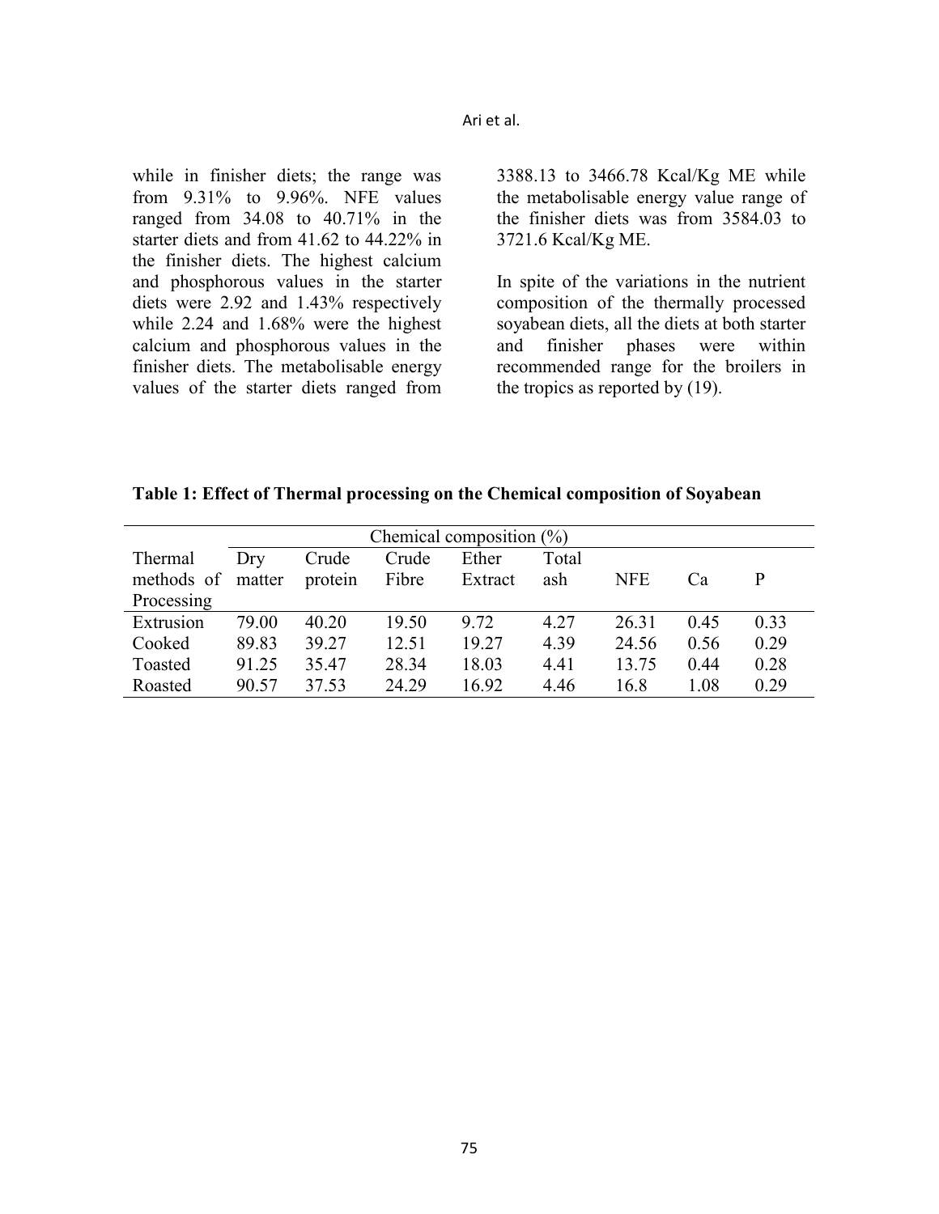while in finisher diets; the range was from 9.31% to 9.96%. NFE values ranged from 34.08 to 40.71% in the starter diets and from 41.62 to 44.22% in the finisher diets. The highest calcium and phosphorous values in the starter diets were 2.92 and 1.43% respectively while 2.24 and 1.68% were the highest calcium and phosphorous values in the finisher diets. The metabolisable energy values of the starter diets ranged from 3388.13 to 3466.78 Kcal/Kg ME while the metabolisable energy value range of the finisher diets was from 3584.03 to 3721.6 Kcal/Kg ME.

In spite of the variations in the nutrient composition of the thermally processed soyabean diets, all the diets at both starter and finisher phases were within recommended range for the broilers in the tropics as reported by (19).

**Table 1: Effect of Thermal processing on the Chemical composition of Soyabean**

| | Chemical composition (%) | | | | | | | |
|---|---|---|---|---|---|---|---|---|
| Thermal methods of Processing | Dry matter | Crude protein | Crude Fibre | Ether Extract | Total ash | NFE | Ca | P |
| Extrusion | 79.00 | 40.20 | 19.50 | 9.72 | 4.27 | 26.31 | 0.45 | 0.33 |
| Cooked | 89.83 | 39.27 | 12.51 | 19.27 | 4.39 | 24.56 | 0.56 | 0.29 |
| Toasted | 91.25 | 35.47 | 28.34 | 18.03 | 4.41 | 13.75 | 0.44 | 0.28 |
| Roasted | 90.57 | 37.53 | 24.29 | 16.92 | 4.46 | 16.8 | 1.08 | 0.29 |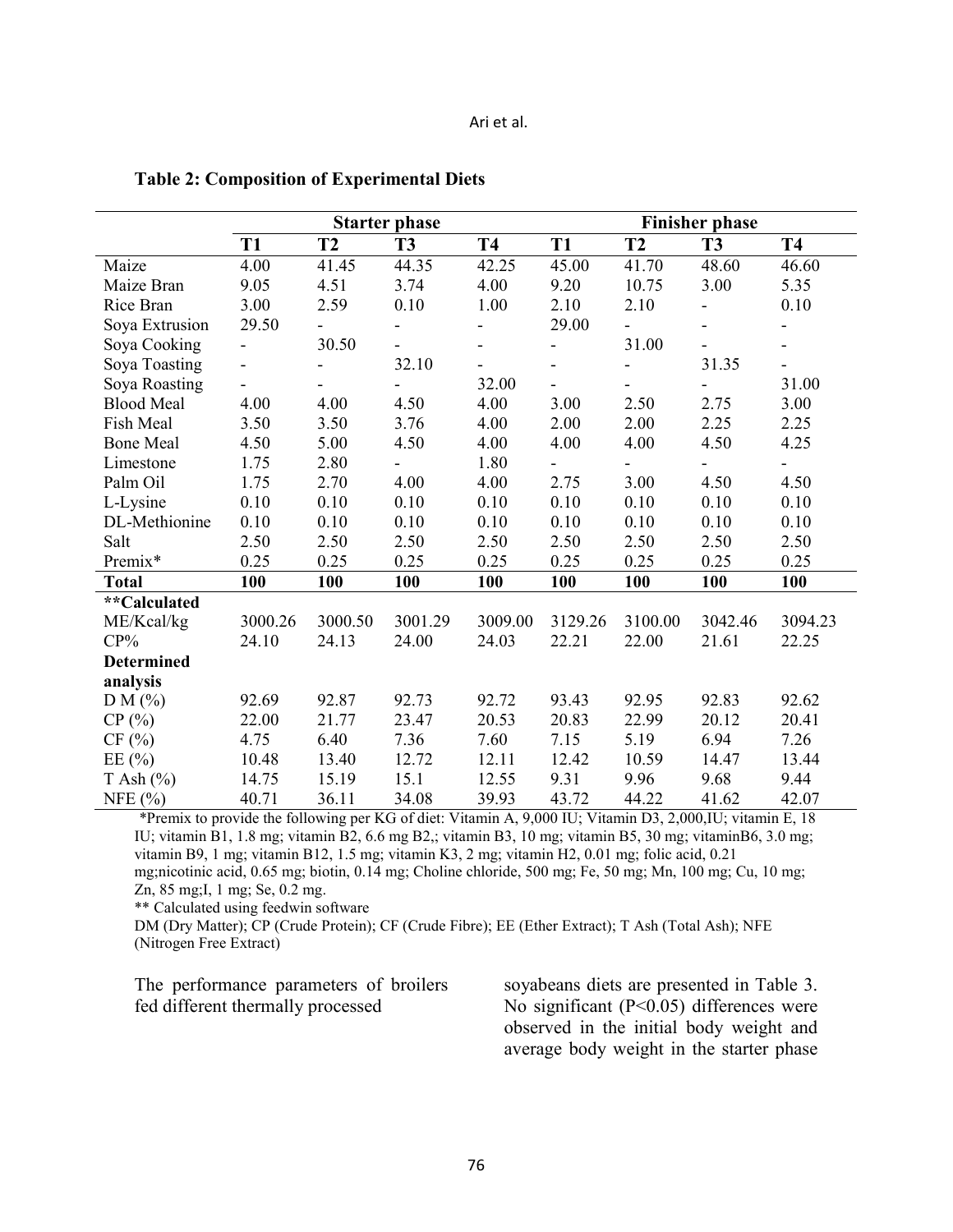**Table 2: Composition of Experimental Diets**

| | Starter phase | | | | Finisher phase | | | |
|---|---|---|---|---|---|---|---|---|
| | **T1** | **T2** | **T3** | **T4** | **T1** | **T2** | **T3** | **T4** |
| Maize | 4.00 | 41.45 | 44.35 | 42.25 | 45.00 | 41.70 | 48.60 | 46.60 |
| Maize Bran | 9.05 | 4.51 | 3.74 | 4.00 | 9.20 | 10.75 | 3.00 | 5.35 |
| Rice Bran | 3.00 | 2.59 | 0.10 | 1.00 | 2.10 | 2.10 | - | 0.10 |
| Soya Extrusion | 29.50 | - | - | - | 29.00 | - | - | - |
| Soya Cooking | - | 30.50 | - | - | - | 31.00 | - | - |
| Soya Toasting | - | - | 32.10 | - | - | - | 31.35 | - |
| Soya Roasting | - | - | - | 32.00 | - | - | - | 31.00 |
| Blood Meal | 4.00 | 4.00 | 4.50 | 4.00 | 3.00 | 2.50 | 2.75 | 3.00 |
| Fish Meal | 3.50 | 3.50 | 3.76 | 4.00 | 2.00 | 2.00 | 2.25 | 2.25 |
| Bone Meal | 4.50 | 5.00 | 4.50 | 4.00 | 4.00 | 4.00 | 4.50 | 4.25 |
| Limestone | 1.75 | 2.80 | - | 1.80 | - | - | - | - |
| Palm Oil | 1.75 | 2.70 | 4.00 | 4.00 | 2.75 | 3.00 | 4.50 | 4.50 |
| L-Lysine | 0.10 | 0.10 | 0.10 | 0.10 | 0.10 | 0.10 | 0.10 | 0.10 |
| DL-Methionine | 0.10 | 0.10 | 0.10 | 0.10 | 0.10 | 0.10 | 0.10 | 0.10 |
| Salt | 2.50 | 2.50 | 2.50 | 2.50 | 2.50 | 2.50 | 2.50 | 2.50 |
| Premix* | 0.25 | 0.25 | 0.25 | 0.25 | 0.25 | 0.25 | 0.25 | 0.25 |
| **Total** | **100** | **100** | **100** | **100** | **100** | **100** | **100** | **100** |
| **\*\*Calculated** | | | | | | | | |
| ME/Kcal/kg | 3000.26 | 3000.50 | 3001.29 | 3009.00 | 3129.26 | 3100.00 | 3042.46 | 3094.23 |
| CP% | 24.10 | 24.13 | 24.00 | 24.03 | 22.21 | 22.00 | 21.61 | 22.25 |
| **Determined analysis** | | | | | | | | |
| D M (%) | 92.69 | 92.87 | 92.73 | 92.72 | 93.43 | 92.95 | 92.83 | 92.62 |
| CP (%) | 22.00 | 21.77 | 23.47 | 20.53 | 20.83 | 22.99 | 20.12 | 20.41 |
| CF (%) | 4.75 | 6.40 | 7.36 | 7.60 | 7.15 | 5.19 | 6.94 | 7.26 |
| EE (%) | 10.48 | 13.40 | 12.72 | 12.11 | 12.42 | 10.59 | 14.47 | 13.44 |
| T Ash (%) | 14.75 | 15.19 | 15.1 | 12.55 | 9.31 | 9.96 | 9.68 | 9.44 |
| NFE (%) | 40.71 | 36.11 | 34.08 | 39.93 | 43.72 | 44.22 | 41.62 | 42.07 |

*Premix to provide the following per KG of diet: Vitamin A, 9,000 IU; Vitamin D3, 2,000,IU; vitamin E, 18 IU; vitamin B1, 1.8 mg; vitamin B2, 6.6 mg B2,; vitamin B3, 10 mg; vitamin B5, 30 mg; vitaminB6, 3.0 mg; vitamin B9, 1 mg; vitamin B12, 1.5 mg; vitamin K3, 2 mg; vitamin H2, 0.01 mg; folic acid, 0.21 mg;nicotinic acid, 0.65 mg; biotin, 0.14 mg; Choline chloride, 500 mg; Fe, 50 mg; Mn, 100 mg; Cu, 10 mg; Zn, 85 mg;I, 1 mg; Se, 0.2 mg.

** Calculated using feedwin software

DM (Dry Matter); CP (Crude Protein); CF (Crude Fibre); EE (Ether Extract); T Ash (Total Ash); NFE (Nitrogen Free Extract)

The performance parameters of broilers fed different thermally processed soyabeans diets are presented in Table 3. No significant ($P<0.05$) differences were observed in the initial body weight and average body weight in the starter phase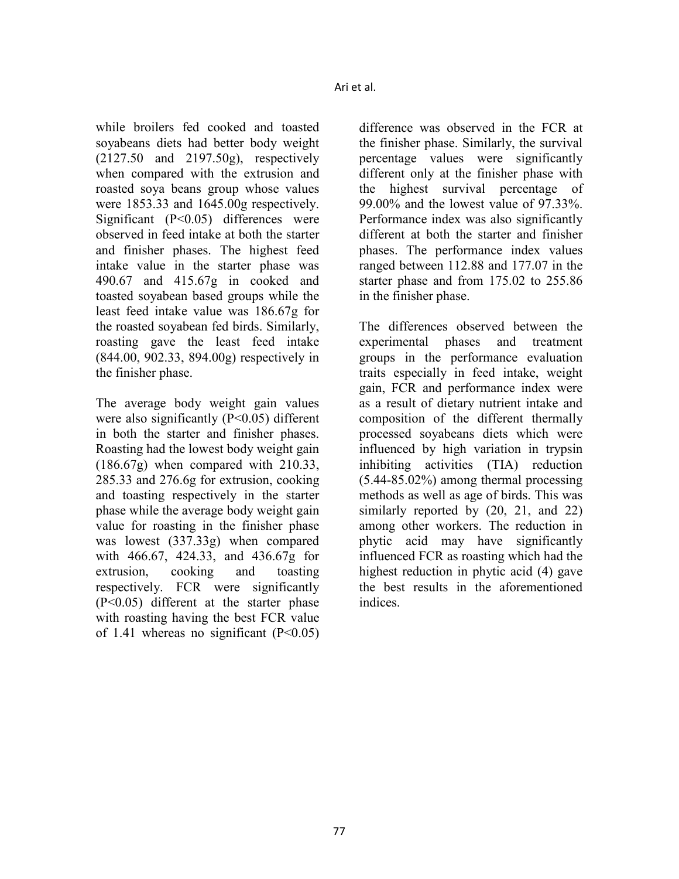while broilers fed cooked and toasted soyabeans diets had better body weight (2127.50 and 2197.50g), respectively when compared with the extrusion and roasted soya beans group whose values were 1853.33 and 1645.00g respectively. Significant (P<0.05) differences were observed in feed intake at both the starter and finisher phases. The highest feed intake value in the starter phase was 490.67 and 415.67g in cooked and toasted soyabean based groups while the least feed intake value was 186.67g for the roasted soyabean fed birds. Similarly, roasting gave the least feed intake (844.00, 902.33, 894.00g) respectively in the finisher phase.

The average body weight gain values were also significantly (P<0.05) different in both the starter and finisher phases. Roasting had the lowest body weight gain (186.67g) when compared with 210.33, 285.33 and 276.6g for extrusion, cooking and toasting respectively in the starter phase while the average body weight gain value for roasting in the finisher phase was lowest (337.33g) when compared with 466.67, 424.33, and 436.67g for extrusion, cooking and toasting respectively. FCR were significantly (P<0.05) different at the starter phase with roasting having the best FCR value of 1.41 whereas no significant (P<0.05) difference was observed in the FCR at the finisher phase. Similarly, the survival percentage values were significantly different only at the finisher phase with the highest survival percentage of 99.00% and the lowest value of 97.33%. Performance index was also significantly different at both the starter and finisher phases. The performance index values ranged between 112.88 and 177.07 in the starter phase and from 175.02 to 255.86 in the finisher phase.

The differences observed between the experimental phases and treatment groups in the performance evaluation traits especially in feed intake, weight gain, FCR and performance index were as a result of dietary nutrient intake and composition of the different thermally processed soyabeans diets which were influenced by high variation in trypsin inhibiting activities (TIA) reduction (5.44-85.02%) among thermal processing methods as well as age of birds. This was similarly reported by (20, 21, and 22) among other workers. The reduction in phytic acid may have significantly influenced FCR as roasting which had the highest reduction in phytic acid (4) gave the best results in the aforementioned indices.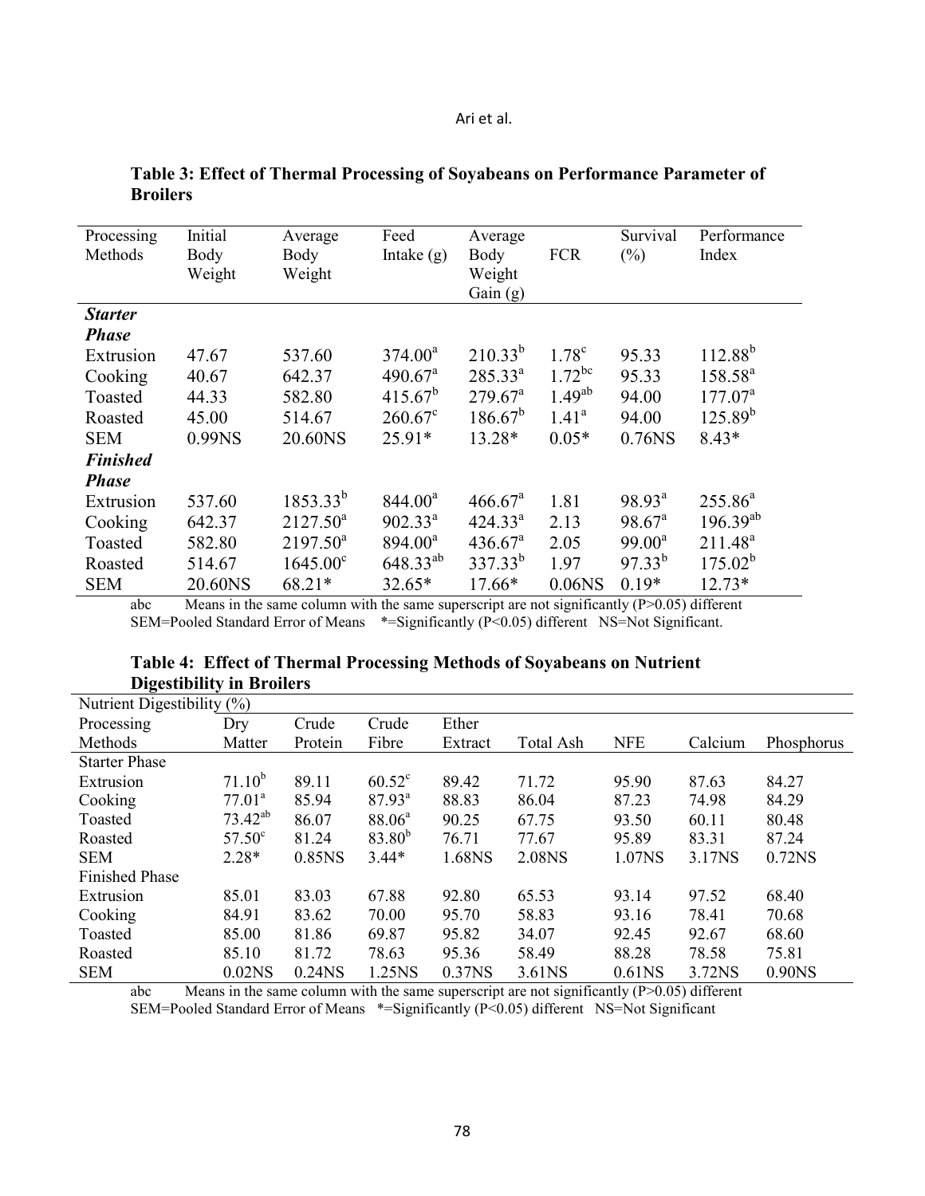**Table 3: Effect of Thermal Processing of Soyabeans on Performance Parameter of Broilers**

| Processing Methods | Initial Body Weight | Average Body Weight | Feed Intake (g) | Average Body Weight Gain (g) | FCR | Survival (%) | Performance Index |
|---|---|---|---|---|---|---|---|
| ***Starter Phase*** | | | | | | | |
| Extrusion | 47.67 | 537.60 | $374.00^{a}$ | $210.33^{b}$ | $1.78^{c}$ | 95.33 | $112.88^{b}$ |
| Cooking | 40.67 | 642.37 | $490.67^{a}$ | $285.33^{a}$ | $1.72^{bc}$ | 95.33 | $158.58^{a}$ |
| Toasted | 44.33 | 582.80 | $415.67^{b}$ | $279.67^{a}$ | $1.49^{ab}$ | 94.00 | $177.07^{a}$ |
| Roasted | 45.00 | 514.67 | $260.67^{c}$ | $186.67^{b}$ | $1.41^{a}$ | 94.00 | $125.89^{b}$ |
| SEM | 0.99NS | 20.60NS | 25.91* | 13.28* | 0.05* | 0.76NS | 8.43* |
| ***Finished Phase*** | | | | | | | |
| Extrusion | 537.60 | $1853.33^{b}$ | $844.00^{a}$ | $466.67^{a}$ | 1.81 | $98.93^{a}$ | $255.86^{a}$ |
| Cooking | 642.37 | $2127.50^{a}$ | $902.33^{a}$ | $424.33^{a}$ | 2.13 | $98.67^{a}$ | $196.39^{ab}$ |
| Toasted | 582.80 | $2197.50^{a}$ | $894.00^{a}$ | $436.67^{a}$ | 2.05 | $99.00^{a}$ | $211.48^{a}$ |
| Roasted | 514.67 | $1645.00^{c}$ | $648.33^{ab}$ | $337.33^{b}$ | 1.97 | $97.33^{b}$ | $175.02^{b}$ |
| SEM | 20.60NS | 68.21* | 32.65* | 17.66* | 0.06NS | 0.19* | 12.73* |

abc Means in the same column with the same superscript are not significantly ($P>0.05$) different
SEM=Pooled Standard Error of Means *=Significantly ($P<0.05$) different NS=Not Significant.

**Table 4: Effect of Thermal Processing Methods of Soyabeans on Nutrient Digestibility in Broilers**

| Nutrient Digestibility (%) | | | | | | | | |
|---|---|---|---|---|---|---|---|---|
| Processing Methods | Dry Matter | Crude Protein | Crude Fibre | Ether Extract | Total Ash | NFE | Calcium | Phosphorus |
| Starter Phase | | | | | | | | |
| Extrusion | $71.10^{b}$ | 89.11 | $60.52^{c}$ | 89.42 | 71.72 | 95.90 | 87.63 | 84.27 |
| Cooking | $77.01^{a}$ | 85.94 | $87.93^{a}$ | 88.83 | 86.04 | 87.23 | 74.98 | 84.29 |
| Toasted | $73.42^{ab}$ | 86.07 | $88.06^{a}$ | 90.25 | 67.75 | 93.50 | 60.11 | 80.48 |
| Roasted | $57.50^{c}$ | 81.24 | $83.80^{b}$ | 76.71 | 77.67 | 95.89 | 83.31 | 87.24 |
| SEM | 2.28* | 0.85NS | 3.44* | 1.68NS | 2.08NS | 1.07NS | 3.17NS | 0.72NS |
| Finished Phase | | | | | | | | |
| Extrusion | 85.01 | 83.03 | 67.88 | 92.80 | 65.53 | 93.14 | 97.52 | 68.40 |
| Cooking | 84.91 | 83.62 | 70.00 | 95.70 | 58.83 | 93.16 | 78.41 | 70.68 |
| Toasted | 85.00 | 81.86 | 69.87 | 95.82 | 34.07 | 92.45 | 92.67 | 68.60 |
| Roasted | 85.10 | 81.72 | 78.63 | 95.36 | 58.49 | 88.28 | 78.58 | 75.81 |
| SEM | 0.02NS | 0.24NS | 1.25NS | 0.37NS | 3.61NS | 0.61NS | 3.72NS | 0.90NS |

abc Means in the same column with the same superscript are not significantly ($P>0.05$) different
SEM=Pooled Standard Error of Means *=Significantly ($P<0.05$) different NS=Not Significant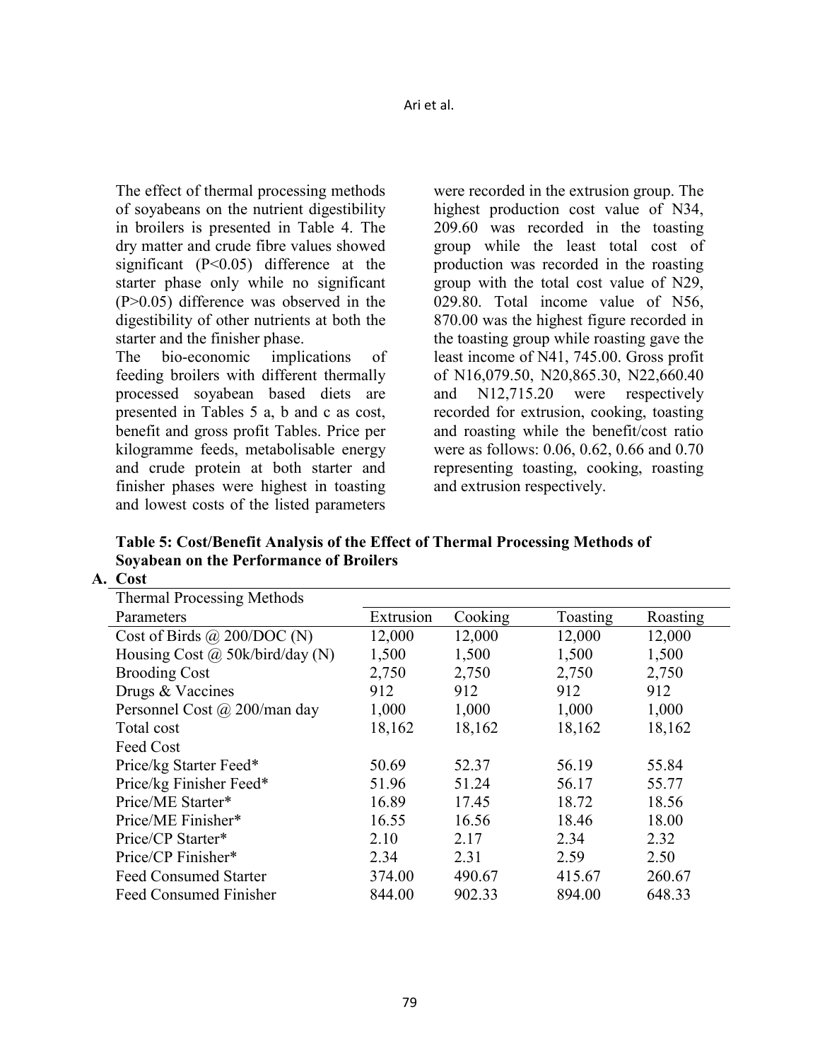The effect of thermal processing methods of soyabeans on the nutrient digestibility in broilers is presented in Table 4. The dry matter and crude fibre values showed significant ($P<0.05$) difference at the starter phase only while no significant ($P>0.05$) difference was observed in the digestibility of other nutrients at both the starter and the finisher phase.

The bio-economic implications of feeding broilers with different thermally processed soyabean based diets are presented in Tables 5 a, b and c as cost, benefit and gross profit Tables. Price per kilogramme feeds, metabolisable energy and crude protein at both starter and finisher phases were highest in toasting and lowest costs of the listed parameters were recorded in the extrusion group. The highest production cost value of N34, 209.60 was recorded in the toasting group while the least total cost of production was recorded in the roasting group with the total cost value of N29, 029.80. Total income value of N56, 870.00 was the highest figure recorded in the toasting group while roasting gave the least income of N41, 745.00. Gross profit of N16,079.50, N20,865.30, N22,660.40 and N12,715.20 were respectively recorded for extrusion, cooking, toasting and roasting while the benefit/cost ratio were as follows: 0.06, 0.62, 0.66 and 0.70 representing toasting, cooking, roasting and extrusion respectively.

**Table 5: Cost/Benefit Analysis of the Effect of Thermal Processing Methods of Soyabean on the Performance of Broilers**

**A. Cost**

| Thermal Processing Methods | | | | |
|---|---|---|---|---|
| Parameters | Extrusion | Cooking | Toasting | Roasting |
| Cost of Birds @ 200/DOC (N) | 12,000 | 12,000 | 12,000 | 12,000 |
| Housing Cost @ 50k/bird/day (N) | 1,500 | 1,500 | 1,500 | 1,500 |
| Brooding Cost | 2,750 | 2,750 | 2,750 | 2,750 |
| Drugs & Vaccines | 912 | 912 | 912 | 912 |
| Personnel Cost @ 200/man day | 1,000 | 1,000 | 1,000 | 1,000 |
| Total cost | 18,162 | 18,162 | 18,162 | 18,162 |
| Feed Cost | | | | |
| Price/kg Starter Feed* | 50.69 | 52.37 | 56.19 | 55.84 |
| Price/kg Finisher Feed* | 51.96 | 51.24 | 56.17 | 55.77 |
| Price/ME Starter* | 16.89 | 17.45 | 18.72 | 18.56 |
| Price/ME Finisher* | 16.55 | 16.56 | 18.46 | 18.00 |
| Price/CP Starter* | 2.10 | 2.17 | 2.34 | 2.32 |
| Price/CP Finisher* | 2.34 | 2.31 | 2.59 | 2.50 |
| Feed Consumed Starter | 374.00 | 490.67 | 415.67 | 260.67 |
| Feed Consumed Finisher | 844.00 | 902.33 | 894.00 | 648.33 |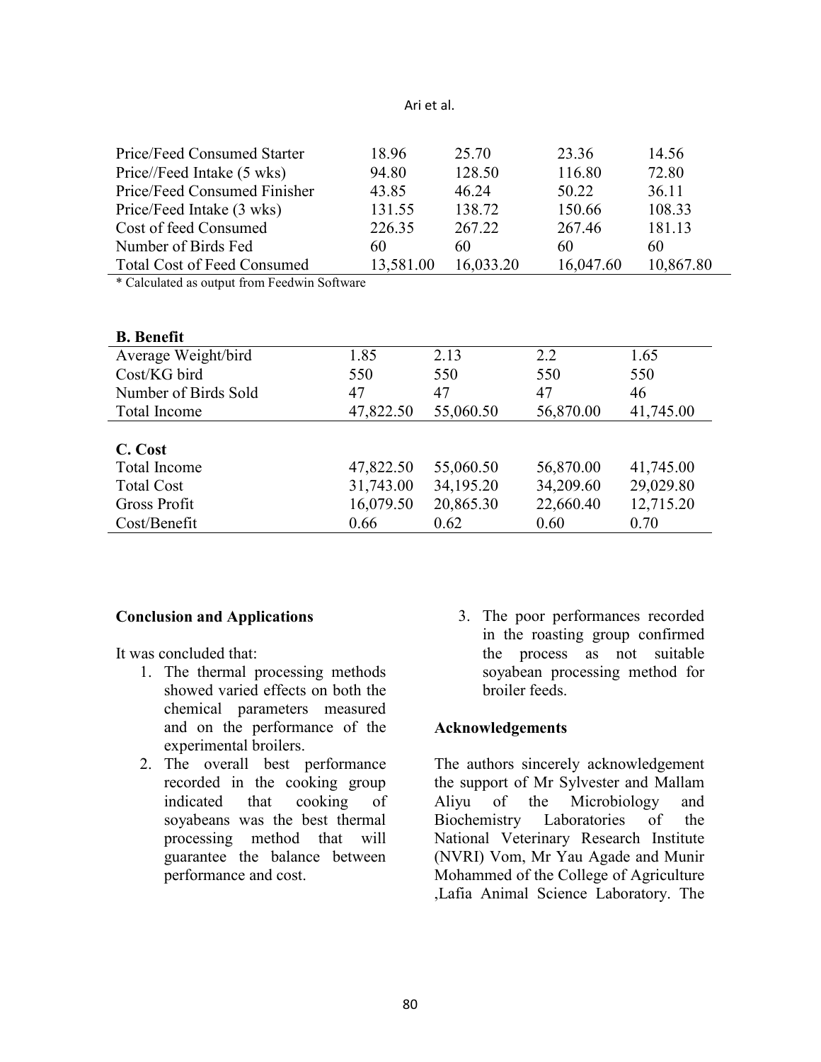| | | | | |
|---|---|---|---|---|
| Price/Feed Consumed Starter | 18.96 | 25.70 | 23.36 | 14.56 |
| Price//Feed Intake (5 wks) | 94.80 | 128.50 | 116.80 | 72.80 |
| Price/Feed Consumed Finisher | 43.85 | 46.24 | 50.22 | 36.11 |
| Price/Feed Intake (3 wks) | 131.55 | 138.72 | 150.66 | 108.33 |
| Cost of feed Consumed | 226.35 | 267.22 | 267.46 | 181.13 |
| Number of Birds Fed | 60 | 60 | 60 | 60 |
| Total Cost of Feed Consumed | 13,581.00 | 16,033.20 | 16,047.60 | 10,867.80 |

* Calculated as output from Feedwin Software

| **B. Benefit** | | | | |
|---|---|---|---|---|
| Average Weight/bird | 1.85 | 2.13 | 2.2 | 1.65 |
| Cost/KG bird | 550 | 550 | 550 | 550 |
| Number of Birds Sold | 47 | 47 | 47 | 46 |
| Total Income | 47,822.50 | 55,060.50 | 56,870.00 | 41,745.00 |
| **C. Cost** | | | | |
| Total Income | 47,822.50 | 55,060.50 | 56,870.00 | 41,745.00 |
| Total Cost | 31,743.00 | 34,195.20 | 34,209.60 | 29,029.80 |
| Gross Profit | 16,079.50 | 20,865.30 | 22,660.40 | 12,715.20 |
| Cost/Benefit | 0.66 | 0.62 | 0.60 | 0.70 |

## Conclusion and Applications

It was concluded that:

1. The thermal processing methods showed varied effects on both the chemical parameters measured and on the performance of the experimental broilers.
2. The overall best performance recorded in the cooking group indicated that cooking of soyabeans was the best thermal processing method that will guarantee the balance between performance and cost.
3. The poor performances recorded in the roasting group confirmed the process as not suitable soyabean processing method for broiler feeds.

## Acknowledgements

The authors sincerely acknowledgement the support of Mr Sylvester and Mallam Aliyu of the Microbiology and Biochemistry Laboratories of the National Veterinary Research Institute (NVRI) Vom, Mr Yau Agade and Munir Mohammed of the College of Agriculture ,Lafia Animal Science Laboratory. The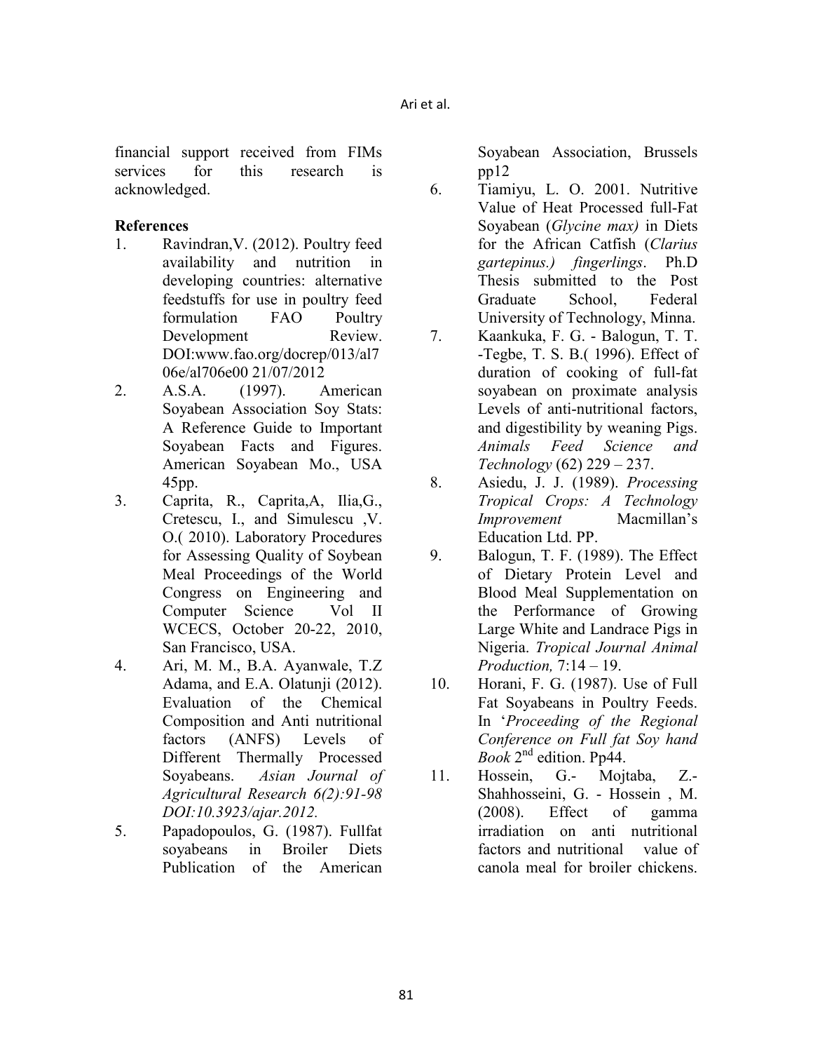financial support received from FIMs services for this research is acknowledged.

## References

1. Ravindran,V. (2012). Poultry feed availability and nutrition in developing countries: alternative feedstuffs for use in poultry feed formulation FAO Poultry Development Review. DOI:www.fao.org/docrep/013/al706e/al706e00 21/07/2012
2. A.S.A. (1997). American Soyabean Association Soy Stats: A Reference Guide to Important Soyabean Facts and Figures. American Soyabean Mo., USA 45pp.
3. Caprita, R., Caprita,A, Ilia,G., Cretescu, I., and Simulescu ,V. O.( 2010). Laboratory Procedures for Assessing Quality of Soybean Meal Proceedings of the World Congress on Engineering and Computer Science Vol II WCECS, October 20-22, 2010, San Francisco, USA.
4. Ari, M. M., B.A. Ayanwale, T.Z Adama, and E.A. Olatunji (2012). Evaluation of the Chemical Composition and Anti nutritional factors (ANFS) Levels of Different Thermally Processed Soyabeans. *Asian Journal of Agricultural Research 6(2):91-98 DOI:10.3923/ajar.2012.*
5. Papadopoulos, G. (1987). Fullfat soyabeans in Broiler Diets Publication of the American Soyabean Association, Brussels pp12
6. Tiamiyu, L. O. 2001. Nutritive Value of Heat Processed full-Fat Soyabean (*Glycine max)* in Diets for the African Catfish (*Clarius gartepinus.) fingerlings*. Ph.D Thesis submitted to the Post Graduate School, Federal University of Technology, Minna.
7. Kaankuka, F. G. - Balogun, T. T. -Tegbe, T. S. B.( 1996). Effect of duration of cooking of full-fat soyabean on proximate analysis Levels of anti-nutritional factors, and digestibility by weaning Pigs. *Animals Feed Science and Technology* (62) 229 – 237.
8. Asiedu, J. J. (1989). *Processing Tropical Crops: A Technology Improvement* Macmillan's Education Ltd. PP.
9. Balogun, T. F. (1989). The Effect of Dietary Protein Level and Blood Meal Supplementation on the Performance of Growing Large White and Landrace Pigs in Nigeria. *Tropical Journal Animal Production,* 7:14 – 19.
10. Horani, F. G. (1987). Use of Full Fat Soyabeans in Poultry Feeds. In '*Proceeding of the Regional Conference on Full fat Soy hand Book* 2nd edition. Pp44.
11. Hossein, G.- Mojtaba, Z.- Shahhosseini, G. - Hossein , M. (2008). Effect of gamma irradiation on anti nutritional factors and nutritional value of canola meal for broiler chickens.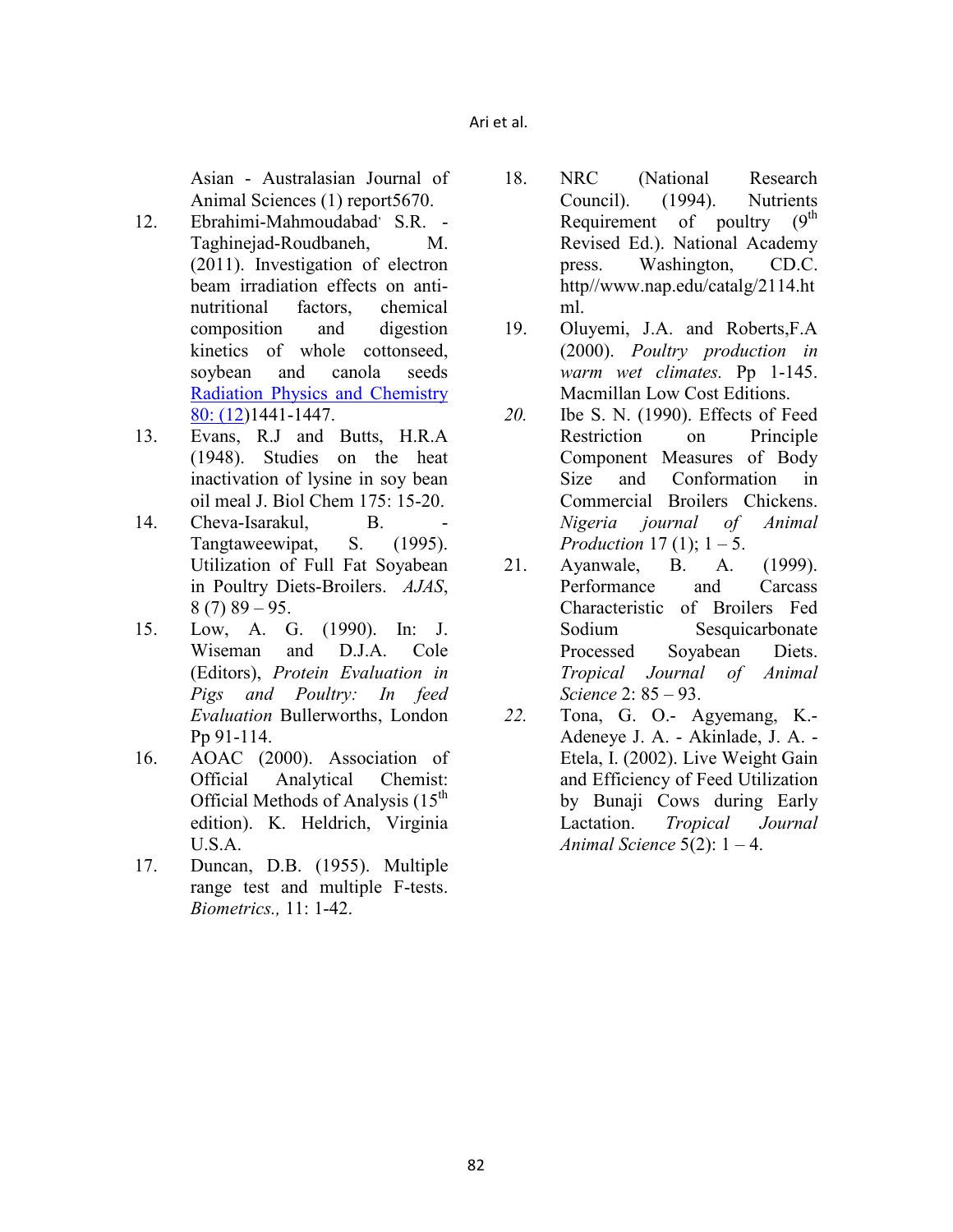Asian - Australasian Journal of Animal Sciences (1) report5670.

12. Ebrahimi-Mahmoudabad, S.R. - Taghinejad-Roudbaneh, M. (2011). Investigation of electron beam irradiation effects on anti-nutritional factors, chemical composition and digestion kinetics of whole cottonseed, soybean and canola seeds Radiation Physics and Chemistry 80: (12)1441-1447.
13. Evans, R.J and Butts, H.R.A (1948). Studies on the heat inactivation of lysine in soy bean oil meal J. Biol Chem 175: 15-20.
14. Cheva-Isarakul, B. - Tangtaweewipat, S. (1995). Utilization of Full Fat Soyabean in Poultry Diets-Broilers. *AJAS*, 8 (7) 89 – 95.
15. Low, A. G. (1990). In: J. Wiseman and D.J.A. Cole (Editors), *Protein Evaluation in Pigs and Poultry: In feed Evaluation* Bullerworths, London Pp 91-114.
16. AOAC (2000). Association of Official Analytical Chemist: Official Methods of Analysis (15th edition). K. Heldrich, Virginia U.S.A.
17. Duncan, D.B. (1955). Multiple range test and multiple F-tests. *Biometrics.,* 11: 1-42.
18. NRC (National Research Council). (1994). Nutrients Requirement of poultry (9th Revised Ed.). National Academy press. Washington, CD.C. http//www.nap.edu/catalg/2114.html.
19. Oluyemi, J.A. and Roberts,F.A (2000). *Poultry production in warm wet climates.* Pp 1-145. Macmillan Low Cost Editions.
20. Ibe S. N. (1990). Effects of Feed Restriction on Principle Component Measures of Body Size and Conformation in Commercial Broilers Chickens. *Nigeria journal of Animal Production* 17 (1); 1 – 5.
21. Ayanwale, B. A. (1999). Performance and Carcass Characteristic of Broilers Fed Sodium Sesquicarbonate Processed Soyabean Diets. *Tropical Journal of Animal Science* 2: 85 – 93.
22. Tona, G. O.- Agyemang, K.- Adeneye J. A. - Akinlade, J. A. - Etela, I. (2002). Live Weight Gain and Efficiency of Feed Utilization by Bunaji Cows during Early Lactation. *Tropical Journal Animal Science* 5(2): 1 – 4.